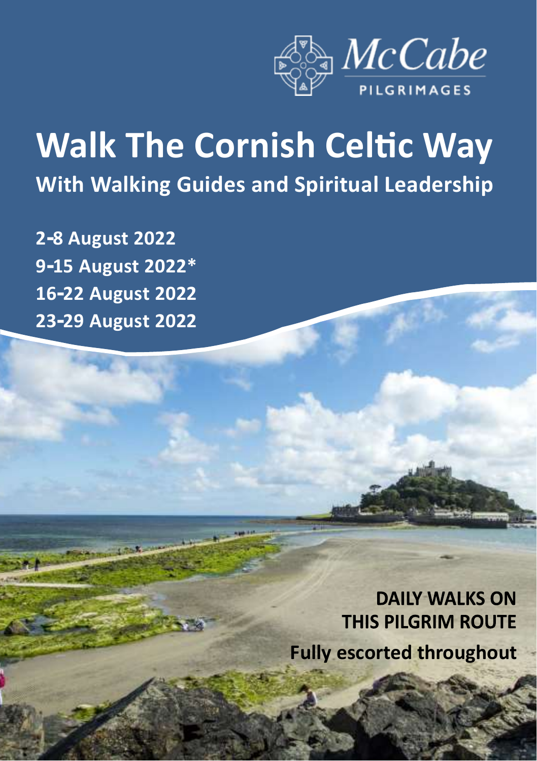McCabe PILGRIMAGES

# Walk The Cornish Celtic Way

## With Walking Guides and Spiritual Leadership

**2-8 August 2022**
**9-15 August 2022***
**16-22 August 2022**
**23-29 August 2022**

**DAILY WALKS ON THIS PILGRIM ROUTE**

**Fully escorted throughout**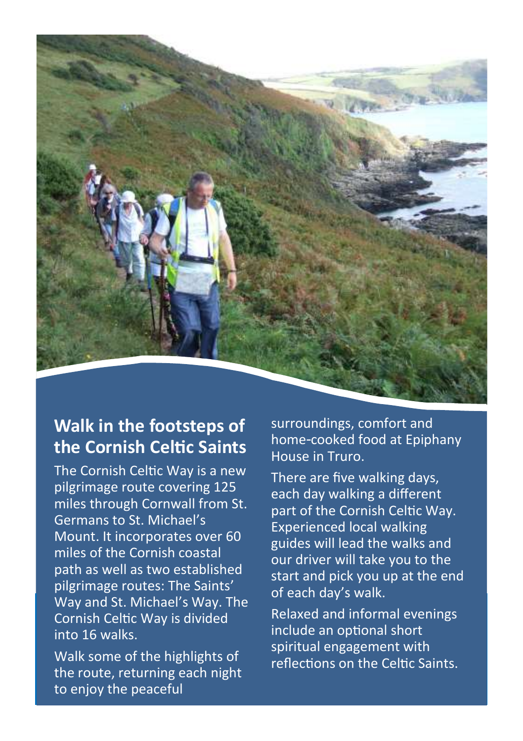## Walk in the footsteps of the Cornish Celtic Saints

The Cornish Celtic Way is a new pilgrimage route covering 125 miles through Cornwall from St. Germans to St. Michael's Mount. It incorporates over 60 miles of the Cornish coastal path as well as two established pilgrimage routes: The Saints' Way and St. Michael's Way. The Cornish Celtic Way is divided into 16 walks.

Walk some of the highlights of the route, returning each night to enjoy the peaceful surroundings, comfort and home-cooked food at Epiphany House in Truro.

There are five walking days, each day walking a different part of the Cornish Celtic Way. Experienced local walking guides will lead the walks and our driver will take you to the start and pick you up at the end of each day's walk.

Relaxed and informal evenings include an optional short spiritual engagement with reflections on the Celtic Saints.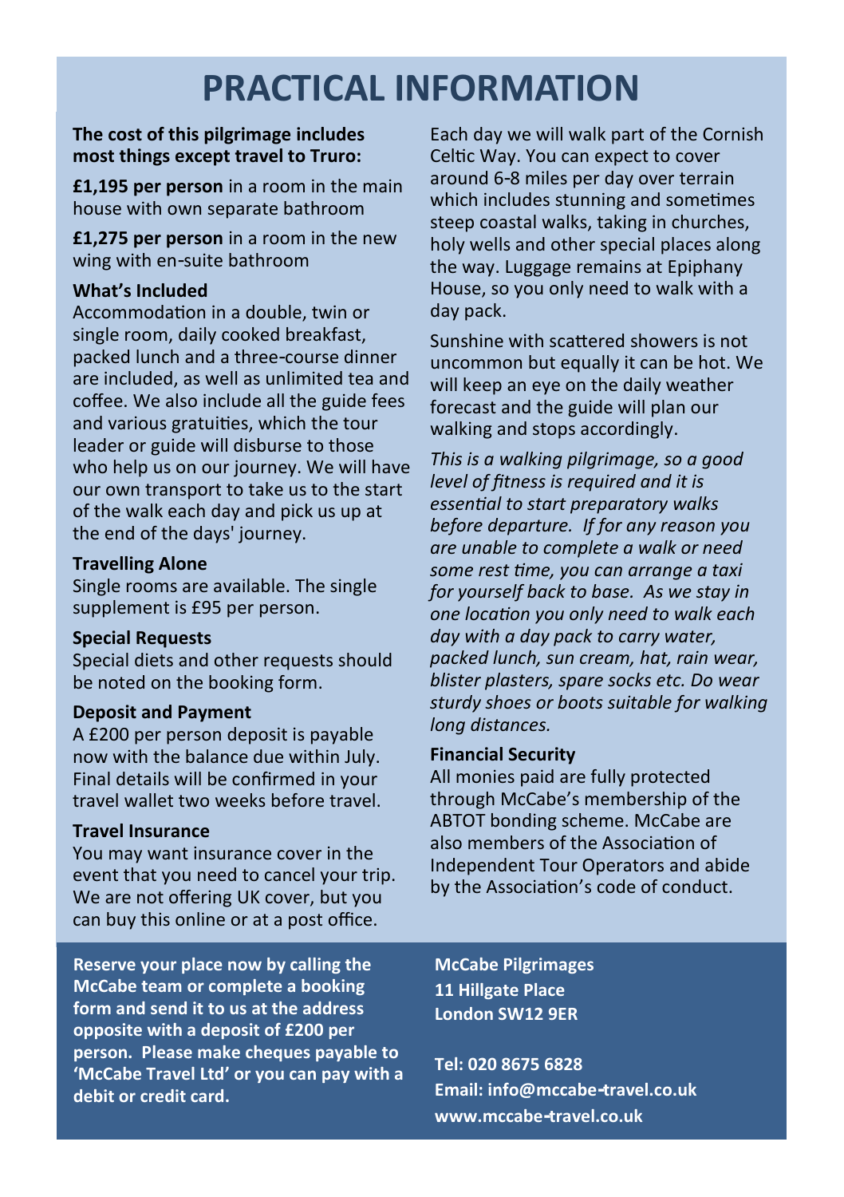# PRACTICAL INFORMATION

**The cost of this pilgrimage includes most things except travel to Truro:**

**£1,195 per person** in a room in the main house with own separate bathroom

**£1,275 per person** in a room in the new wing with en-suite bathroom

**What's Included**

Accommodation in a double, twin or single room, daily cooked breakfast, packed lunch and a three-course dinner are included, as well as unlimited tea and coffee. We also include all the guide fees and various gratuities, which the tour leader or guide will disburse to those who help us on our journey. We will have our own transport to take us to the start of the walk each day and pick us up at the end of the days' journey.

**Travelling Alone**

Single rooms are available. The single supplement is £95 per person.

**Special Requests**

Special diets and other requests should be noted on the booking form.

**Deposit and Payment**

A £200 per person deposit is payable now with the balance due within July. Final details will be confirmed in your travel wallet two weeks before travel.

**Travel Insurance**

You may want insurance cover in the event that you need to cancel your trip. We are not offering UK cover, but you can buy this online or at a post office.

Each day we will walk part of the Cornish Celtic Way. You can expect to cover around 6-8 miles per day over terrain which includes stunning and sometimes steep coastal walks, taking in churches, holy wells and other special places along the way. Luggage remains at Epiphany House, so you only need to walk with a day pack.

Sunshine with scattered showers is not uncommon but equally it can be hot. We will keep an eye on the daily weather forecast and the guide will plan our walking and stops accordingly.

*This is a walking pilgrimage, so a good level of fitness is required and it is essential to start preparatory walks before departure. If for any reason you are unable to complete a walk or need some rest time, you can arrange a taxi for yourself back to base. As we stay in one location you only need to walk each day with a day pack to carry water, packed lunch, sun cream, hat, rain wear, blister plasters, spare socks etc. Do wear sturdy shoes or boots suitable for walking long distances.*

**Financial Security**

All monies paid are fully protected through McCabe's membership of the ABTOT bonding scheme. McCabe are also members of the Association of Independent Tour Operators and abide by the Association's code of conduct.

**Reserve your place now by calling the McCabe team or complete a booking form and send it to us at the address opposite with a deposit of £200 per person. Please make cheques payable to 'McCabe Travel Ltd' or you can pay with a debit or credit card.**

**McCabe Pilgrimages**
**11 Hillgate Place**
**London SW12 9ER**

**Tel: 020 8675 6828**
**Email: info@mccabe-travel.co.uk**
**www.mccabe-travel.co.uk**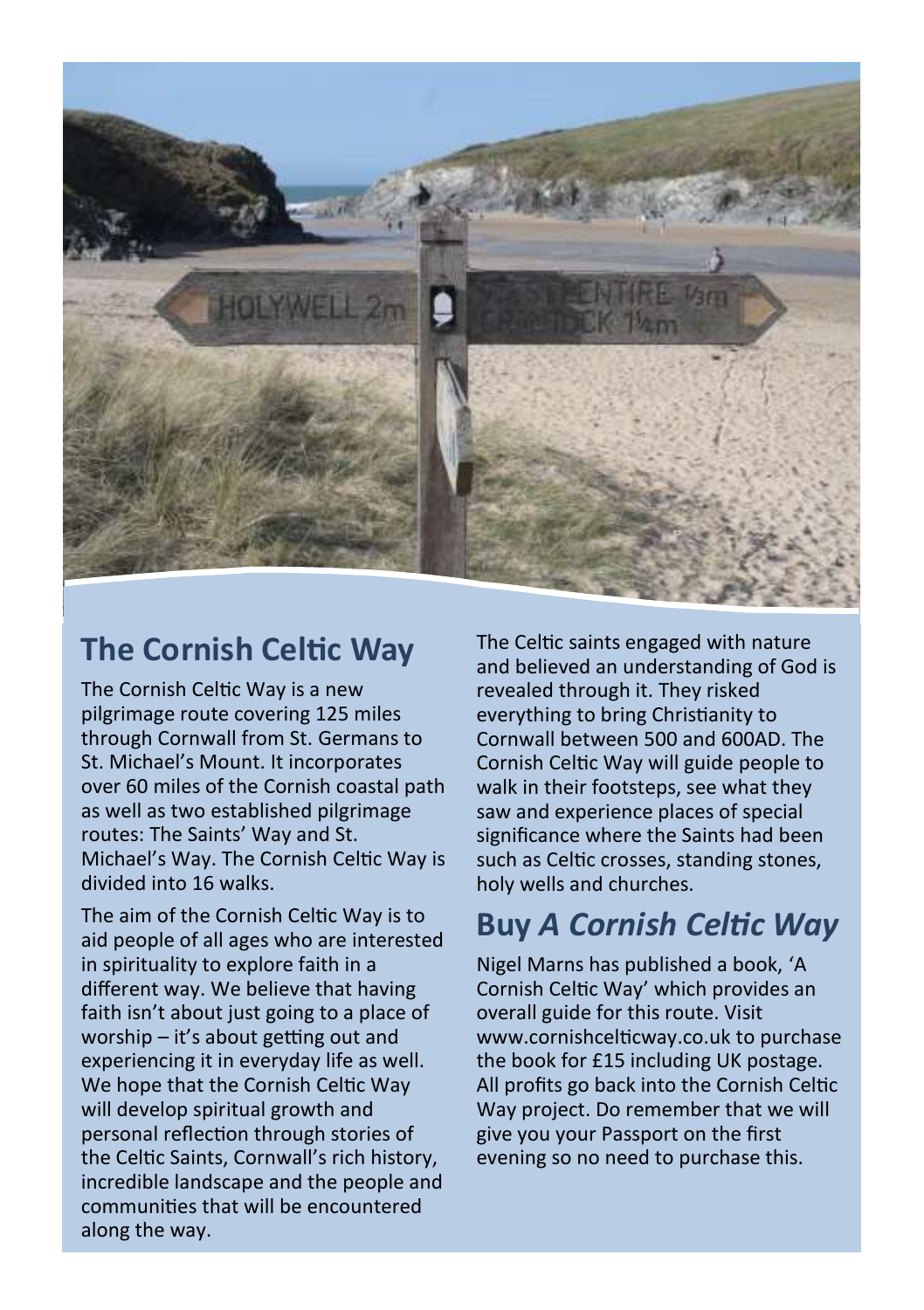## The Cornish Celtic Way

The Cornish Celtic Way is a new pilgrimage route covering 125 miles through Cornwall from St. Germans to St. Michael's Mount. It incorporates over 60 miles of the Cornish coastal path as well as two established pilgrimage routes: The Saints' Way and St. Michael's Way. The Cornish Celtic Way is divided into 16 walks.

The aim of the Cornish Celtic Way is to aid people of all ages who are interested in spirituality to explore faith in a different way. We believe that having faith isn't about just going to a place of worship – it's about getting out and experiencing it in everyday life as well. We hope that the Cornish Celtic Way will develop spiritual growth and personal reflection through stories of the Celtic Saints, Cornwall's rich history, incredible landscape and the people and communities that will be encountered along the way.

The Celtic saints engaged with nature and believed an understanding of God is revealed through it. They risked everything to bring Christianity to Cornwall between 500 and 600AD. The Cornish Celtic Way will guide people to walk in their footsteps, see what they saw and experience places of special significance where the Saints had been such as Celtic crosses, standing stones, holy wells and churches.

## Buy *A Cornish Celtic Way*

Nigel Marns has published a book, 'A Cornish Celtic Way' which provides an overall guide for this route. Visit www.cornishcelticway.co.uk to purchase the book for £15 including UK postage. All profits go back into the Cornish Celtic Way project. Do remember that we will give you your Passport on the first evening so no need to purchase this.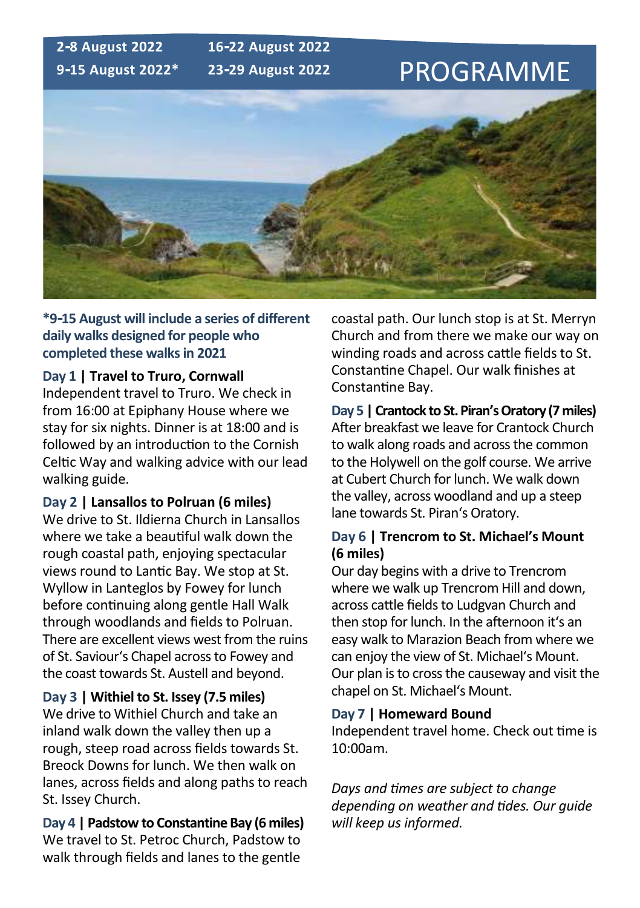**2-8 August 2022** **16-22 August 2022**
**9-15 August 2022*** **23-29 August 2022**

# PROGRAMME

**\*9-15 August will include a series of different daily walks designed for people who completed these walks in 2021**

**Day 1 | Travel to Truro, Cornwall**
Independent travel to Truro. We check in from 16:00 at Epiphany House where we stay for six nights. Dinner is at 18:00 and is followed by an introduction to the Cornish Celtic Way and walking advice with our lead walking guide.

**Day 2 | Lansallos to Polruan (6 miles)**
We drive to St. Ildierna Church in Lansallos where we take a beautiful walk down the rough coastal path, enjoying spectacular views round to Lantic Bay. We stop at St. Wyllow in Lanteglos by Fowey for lunch before continuing along gentle Hall Walk through woodlands and fields to Polruan. There are excellent views west from the ruins of St. Saviour's Chapel across to Fowey and the coast towards St. Austell and beyond.

**Day 3 | Withiel to St. Issey (7.5 miles)**
We drive to Withiel Church and take an inland walk down the valley then up a rough, steep road across fields towards St. Breock Downs for lunch. We then walk on lanes, across fields and along paths to reach St. Issey Church.

**Day 4 | Padstow to Constantine Bay (6 miles)**
We travel to St. Petroc Church, Padstow to walk through fields and lanes to the gentle coastal path. Our lunch stop is at St. Merryn Church and from there we make our way on winding roads and across cattle fields to St. Constantine Chapel. Our walk finishes at Constantine Bay.

**Day 5 | Crantock to St. Piran's Oratory (7 miles)**
After breakfast we leave for Crantock Church to walk along roads and across the common to the Holywell on the golf course. We arrive at Cubert Church for lunch. We walk down the valley, across woodland and up a steep lane towards St. Piran's Oratory.

**Day 6 | Trencrom to St. Michael's Mount (6 miles)**
Our day begins with a drive to Trencrom where we walk up Trencrom Hill and down, across cattle fields to Ludgvan Church and then stop for lunch. In the afternoon it's an easy walk to Marazion Beach from where we can enjoy the view of St. Michael's Mount. Our plan is to cross the causeway and visit the chapel on St. Michael's Mount.

**Day 7 | Homeward Bound**
Independent travel home. Check out time is 10:00am.

*Days and times are subject to change depending on weather and tides. Our guide will keep us informed.*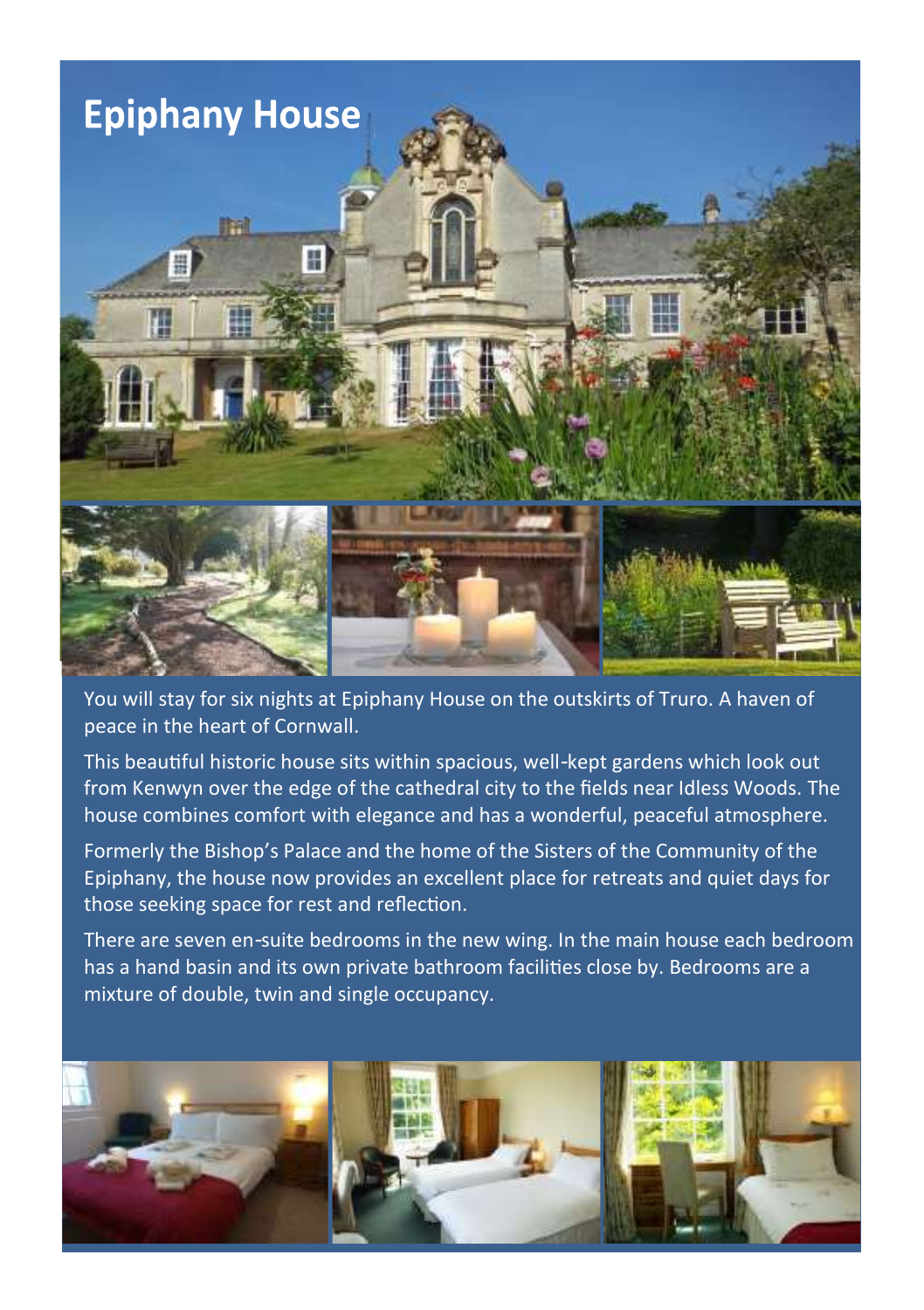# Epiphany House

You will stay for six nights at Epiphany House on the outskirts of Truro. A haven of peace in the heart of Cornwall.

This beautiful historic house sits within spacious, well-kept gardens which look out from Kenwyn over the edge of the cathedral city to the fields near Idless Woods. The house combines comfort with elegance and has a wonderful, peaceful atmosphere.

Formerly the Bishop's Palace and the home of the Sisters of the Community of the Epiphany, the house now provides an excellent place for retreats and quiet days for those seeking space for rest and reflection.

There are seven en-suite bedrooms in the new wing. In the main house each bedroom has a hand basin and its own private bathroom facilities close by. Bedrooms are a mixture of double, twin and single occupancy.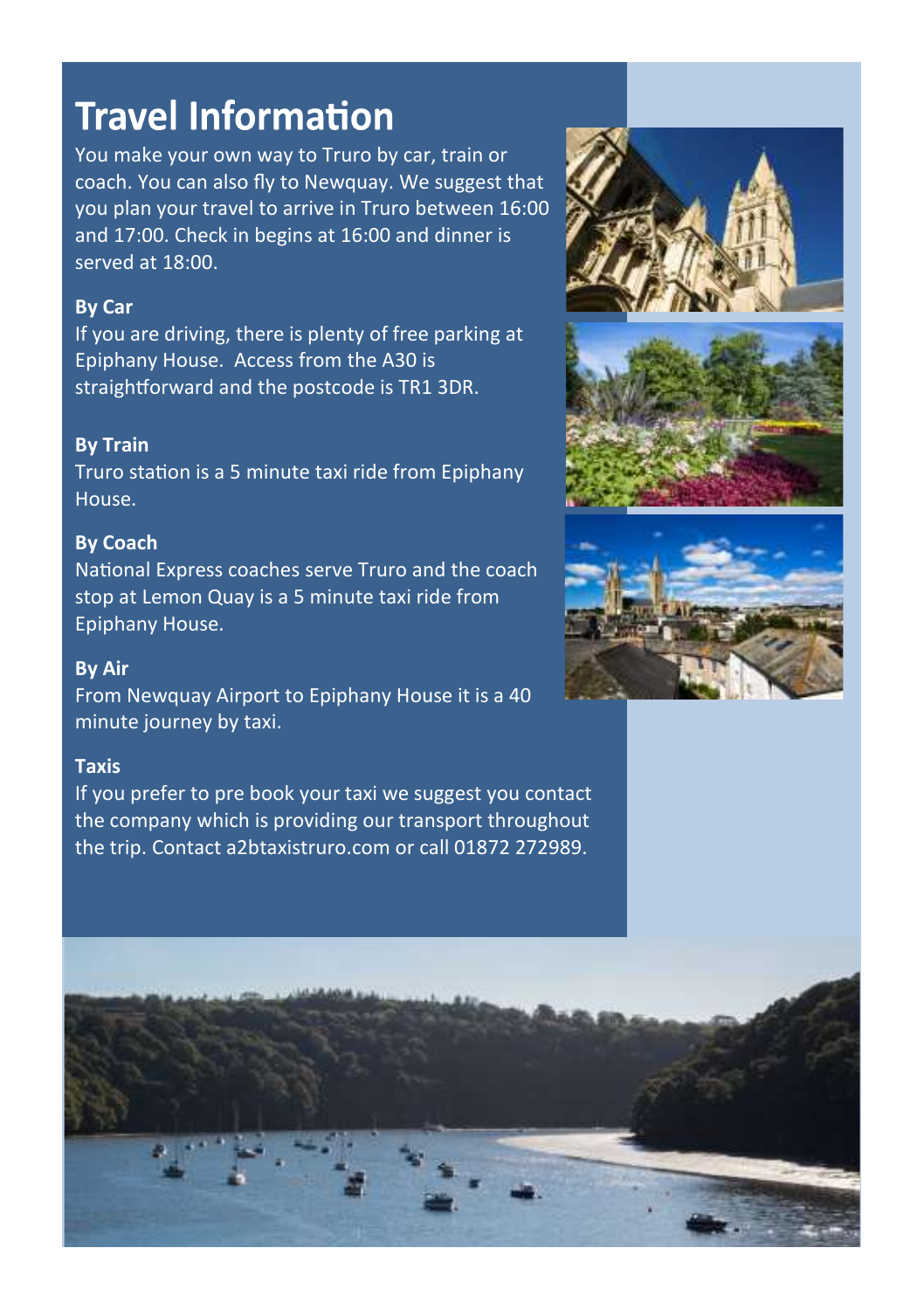# Travel Information

You make your own way to Truro by car, train or coach. You can also fly to Newquay. We suggest that you plan your travel to arrive in Truro between 16:00 and 17:00. Check in begins at 16:00 and dinner is served at 18:00.

**By Car**

If you are driving, there is plenty of free parking at Epiphany House. Access from the A30 is straightforward and the postcode is TR1 3DR.

**By Train**

Truro station is a 5 minute taxi ride from Epiphany House.

**By Coach**

National Express coaches serve Truro and the coach stop at Lemon Quay is a 5 minute taxi ride from Epiphany House.

**By Air**

From Newquay Airport to Epiphany House it is a 40 minute journey by taxi.

**Taxis**

If you prefer to pre book your taxi we suggest you contact the company which is providing our transport throughout the trip. Contact a2btaxistruro.com or call 01872 272989.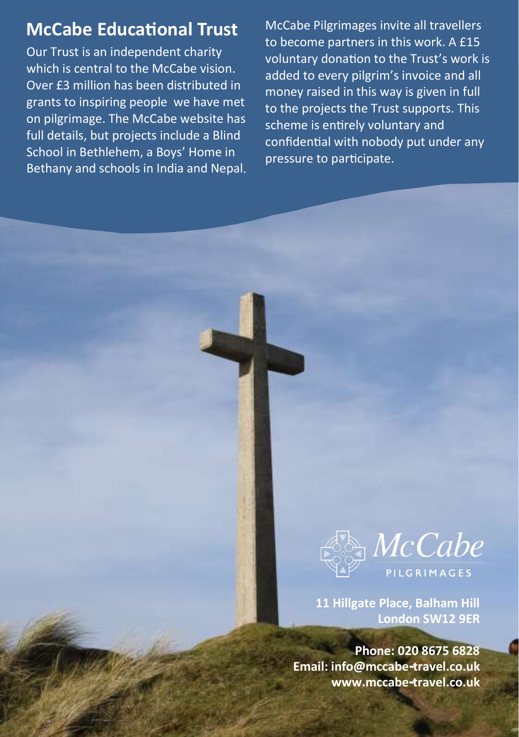## McCabe Educational Trust

Our Trust is an independent charity which is central to the McCabe vision. Over £3 million has been distributed in grants to inspiring people we have met on pilgrimage. The McCabe website has full details, but projects include a Blind School in Bethlehem, a Boys' Home in Bethany and schools in India and Nepal.

McCabe Pilgrimages invite all travellers to become partners in this work. A £15 voluntary donation to the Trust's work is added to every pilgrim's invoice and all money raised in this way is given in full to the projects the Trust supports. This scheme is entirely voluntary and confidential with nobody put under any pressure to participate.

McCabe
PILGRIMAGES

**11 Hillgate Place, Balham Hill**
**London SW12 9ER**

**Phone: 020 8675 6828**
**Email: info@mccabe-travel.co.uk**
**www.mccabe-travel.co.uk**